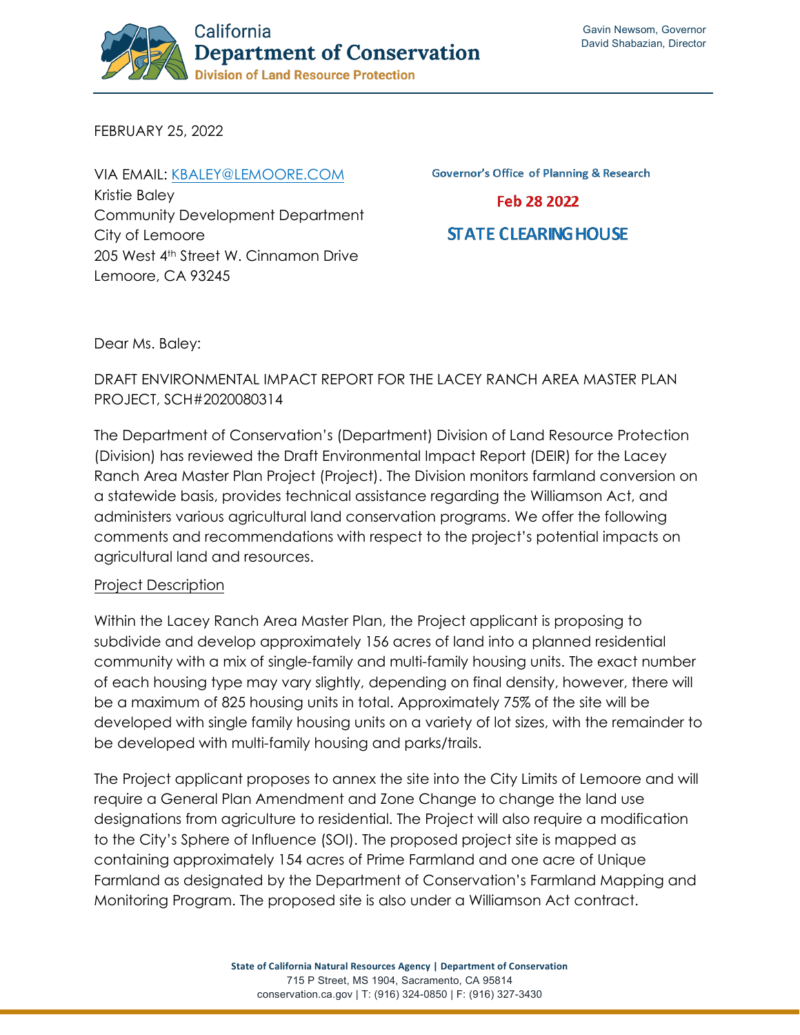California
**Department of Conservation**
Division of Land Resource Protection

Gavin Newsom, Governor
David Shabazian, Director

FEBRUARY 25, 2022

VIA EMAIL: KBALEY@LEMOORE.COM
Kristie Baley
Community Development Department
City of Lemoore
205 West 4th Street W. Cinnamon Drive
Lemoore, CA 93245

Governor's Office of Planning & Research

Feb 28 2022

STATE CLEARING HOUSE

Dear Ms. Baley:

DRAFT ENVIRONMENTAL IMPACT REPORT FOR THE LACEY RANCH AREA MASTER PLAN PROJECT, SCH#2020080314

The Department of Conservation's (Department) Division of Land Resource Protection (Division) has reviewed the Draft Environmental Impact Report (DEIR) for the Lacey Ranch Area Master Plan Project (Project). The Division monitors farmland conversion on a statewide basis, provides technical assistance regarding the Williamson Act, and administers various agricultural land conservation programs. We offer the following comments and recommendations with respect to the project's potential impacts on agricultural land and resources.

Project Description

Within the Lacey Ranch Area Master Plan, the Project applicant is proposing to subdivide and develop approximately 156 acres of land into a planned residential community with a mix of single-family and multi-family housing units. The exact number of each housing type may vary slightly, depending on final density, however, there will be a maximum of 825 housing units in total. Approximately 75% of the site will be developed with single family housing units on a variety of lot sizes, with the remainder to be developed with multi-family housing and parks/trails.

The Project applicant proposes to annex the site into the City Limits of Lemoore and will require a General Plan Amendment and Zone Change to change the land use designations from agriculture to residential. The Project will also require a modification to the City's Sphere of Influence (SOI). The proposed project site is mapped as containing approximately 154 acres of Prime Farmland and one acre of Unique Farmland as designated by the Department of Conservation's Farmland Mapping and Monitoring Program. The proposed site is also under a Williamson Act contract.

State of California Natural Resources Agency | Department of Conservation
715 P Street, MS 1904, Sacramento, CA 95814
conservation.ca.gov | T: (916) 324-0850 | F: (916) 327-3430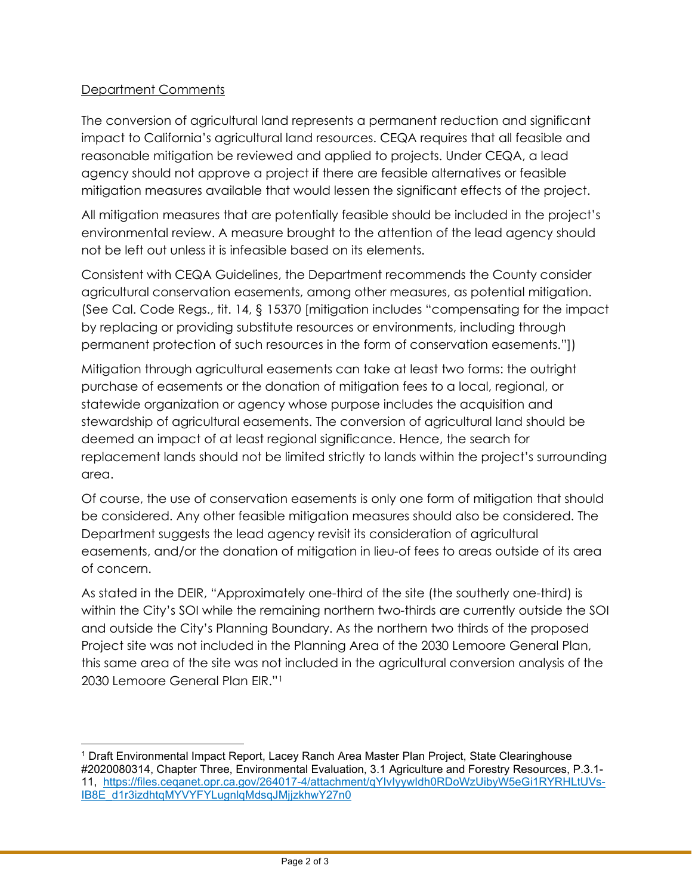Department Comments

The conversion of agricultural land represents a permanent reduction and significant impact to California's agricultural land resources. CEQA requires that all feasible and reasonable mitigation be reviewed and applied to projects. Under CEQA, a lead agency should not approve a project if there are feasible alternatives or feasible mitigation measures available that would lessen the significant effects of the project.

All mitigation measures that are potentially feasible should be included in the project's environmental review. A measure brought to the attention of the lead agency should not be left out unless it is infeasible based on its elements.

Consistent with CEQA Guidelines, the Department recommends the County consider agricultural conservation easements, among other measures, as potential mitigation. (See Cal. Code Regs., tit. 14, § 15370 [mitigation includes "compensating for the impact by replacing or providing substitute resources or environments, including through permanent protection of such resources in the form of conservation easements."])

Mitigation through agricultural easements can take at least two forms: the outright purchase of easements or the donation of mitigation fees to a local, regional, or statewide organization or agency whose purpose includes the acquisition and stewardship of agricultural easements. The conversion of agricultural land should be deemed an impact of at least regional significance. Hence, the search for replacement lands should not be limited strictly to lands within the project's surrounding area.

Of course, the use of conservation easements is only one form of mitigation that should be considered. Any other feasible mitigation measures should also be considered. The Department suggests the lead agency revisit its consideration of agricultural easements, and/or the donation of mitigation in lieu-of fees to areas outside of its area of concern.

As stated in the DEIR, "Approximately one-third of the site (the southerly one-third) is within the City's SOI while the remaining northern two-thirds are currently outside the SOI and outside the City's Planning Boundary. As the northern two thirds of the proposed Project site was not included in the Planning Area of the 2030 Lemoore General Plan, this same area of the site was not included in the agricultural conversion analysis of the 2030 Lemoore General Plan EIR."[1]

---

[1] Draft Environmental Impact Report, Lacey Ranch Area Master Plan Project, State Clearinghouse #2020080314, Chapter Three, Environmental Evaluation, 3.1 Agriculture and Forestry Resources, P.3.1-11, https://files.ceqanet.opr.ca.gov/264017-4/attachment/qYIvIyywIdh0RDoWzUibyW5eGi1RYRHLtUVs-IB8E_d1r3izdhtqMYVYFYLugnlqMdsqJMjjzkhwY27n0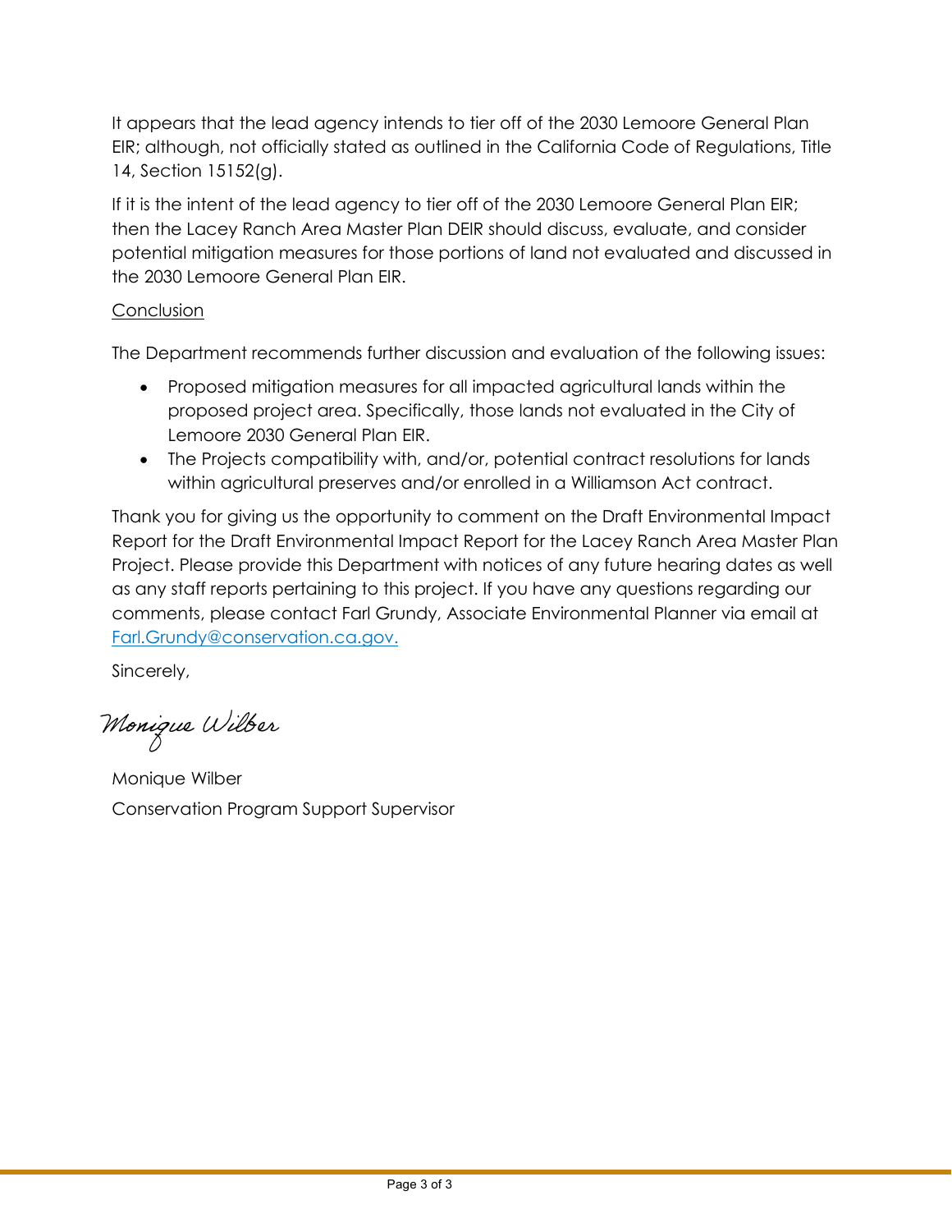It appears that the lead agency intends to tier off of the 2030 Lemoore General Plan EIR; although, not officially stated as outlined in the California Code of Regulations, Title 14, Section 15152(g).

If it is the intent of the lead agency to tier off of the 2030 Lemoore General Plan EIR; then the Lacey Ranch Area Master Plan DEIR should discuss, evaluate, and consider potential mitigation measures for those portions of land not evaluated and discussed in the 2030 Lemoore General Plan EIR.

Conclusion

The Department recommends further discussion and evaluation of the following issues:

- Proposed mitigation measures for all impacted agricultural lands within the proposed project area. Specifically, those lands not evaluated in the City of Lemoore 2030 General Plan EIR.
- The Projects compatibility with, and/or, potential contract resolutions for lands within agricultural preserves and/or enrolled in a Williamson Act contract.

Thank you for giving us the opportunity to comment on the Draft Environmental Impact Report for the Draft Environmental Impact Report for the Lacey Ranch Area Master Plan Project. Please provide this Department with notices of any future hearing dates as well as any staff reports pertaining to this project. If you have any questions regarding our comments, please contact Farl Grundy, Associate Environmental Planner via email at Farl.Grundy@conservation.ca.gov.

Sincerely,

Monique Wilber

Monique Wilber
Conservation Program Support Supervisor